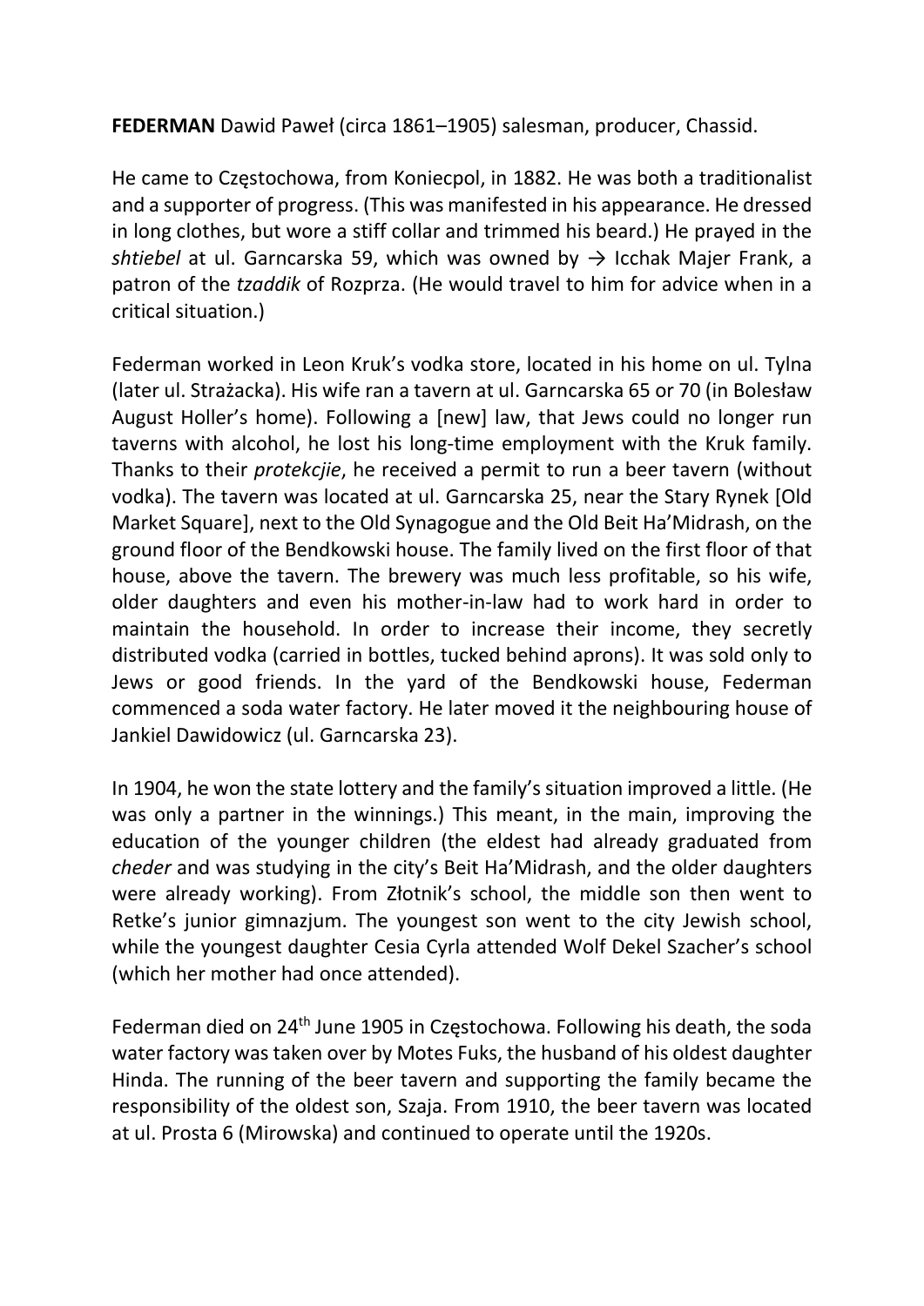**FEDERMAN** Dawid Paweł (circa 1861–1905) salesman, producer, Chassid.

He came to Częstochowa, from Koniecpol, in 1882. He was both a traditionalist and a supporter of progress. (This was manifested in his appearance. He dressed in long clothes, but wore a stiff collar and trimmed his beard.) He prayed in the *shtiebel* at ul. Garncarska 59, which was owned by → Icchak Majer Frank, a patron of the *tzaddik* of Rozprza. (He would travel to him for advice when in a critical situation.)

Federman worked in Leon Kruk's vodka store, located in his home on ul. Tylna (later ul. Strażacka). His wife ran a tavern at ul. Garncarska 65 or 70 (in Bolesław August Holler's home). Following a [new] law, that Jews could no longer run taverns with alcohol, he lost his long-time employment with the Kruk family. Thanks to their *protekcjie*, he received a permit to run a beer tavern (without vodka). The tavern was located at ul. Garncarska 25, near the Stary Rynek [Old Market Square], next to the Old Synagogue and the Old Beit Ha'Midrash, on the ground floor of the Bendkowski house. The family lived on the first floor of that house, above the tavern. The brewery was much less profitable, so his wife, older daughters and even his mother-in-law had to work hard in order to maintain the household. In order to increase their income, they secretly distributed vodka (carried in bottles, tucked behind aprons). It was sold only to Jews or good friends. In the yard of the Bendkowski house, Federman commenced a soda water factory. He later moved it the neighbouring house of Jankiel Dawidowicz (ul. Garncarska 23).

In 1904, he won the state lottery and the family's situation improved a little. (He was only a partner in the winnings.) This meant, in the main, improving the education of the younger children (the eldest had already graduated from *cheder* and was studying in the city's Beit Ha'Midrash, and the older daughters were already working). From Złotnik's school, the middle son then went to Retke's junior gimnazjum. The youngest son went to the city Jewish school, while the youngest daughter Cesia Cyrla attended Wolf Dekel Szacher's school (which her mother had once attended).

Federman died on 24th June 1905 in Częstochowa. Following his death, the soda water factory was taken over by Motes Fuks, the husband of his oldest daughter Hinda. The running of the beer tavern and supporting the family became the responsibility of the oldest son, Szaja. From 1910, the beer tavern was located at ul. Prosta 6 (Mirowska) and continued to operate until the 1920s.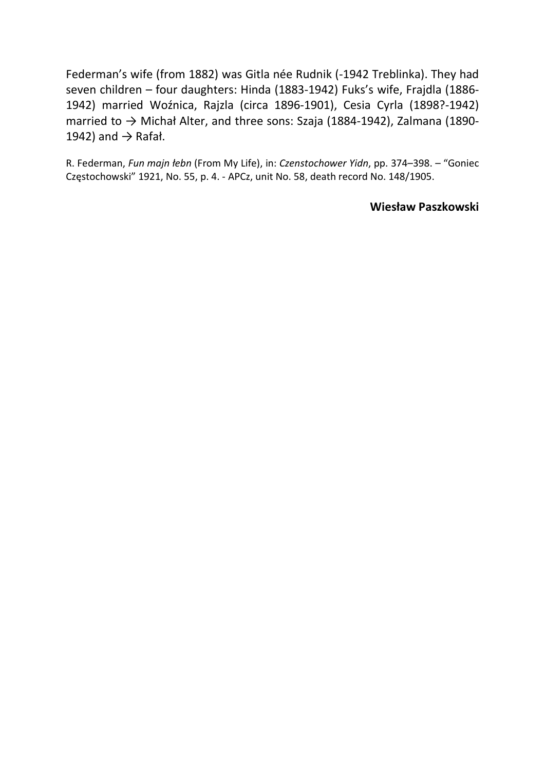Federman's wife (from 1882) was Gitla née Rudnik (-1942 Treblinka). They had seven children – four daughters: Hinda (1883-1942) Fuks's wife, Frajdla (1886-1942) married Woźnica, Rajzla (circa 1896-1901), Cesia Cyrla (1898?-1942) married to → Michał Alter, and three sons: Szaja (1884-1942), Zalmana (1890-1942) and → Rafał.

R. Federman, *Fun majn łebn* (From My Life), in: *Czenstochower Yidn*, pp. 374–398. – "Goniec Częstochowski" 1921, No. 55, p. 4. - APCz, unit No. 58, death record No. 148/1905.

**Wiesław Paszkowski**